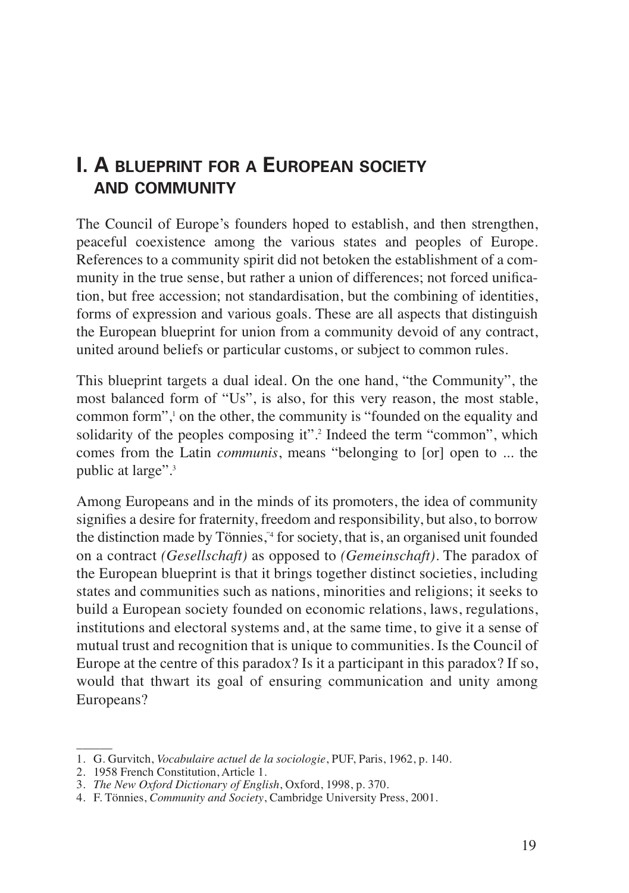# I. A blueprint for a European society and community

The Council of Europe's founders hoped to establish, and then strengthen, peaceful coexistence among the various states and peoples of Europe. References to a community spirit did not betoken the establishment of a community in the true sense, but rather a union of differences; not forced unification, but free accession; not standardisation, but the combining of identities, forms of expression and various goals. These are all aspects that distinguish the European blueprint for union from a community devoid of any contract, united around beliefs or particular customs, or subject to common rules.

This blueprint targets a dual ideal. On the one hand, "the Community", the most balanced form of "Us", is also, for this very reason, the most stable, common form",[1] on the other, the community is "founded on the equality and solidarity of the peoples composing it".[2] Indeed the term "common", which comes from the Latin *communis*, means "belonging to [or] open to ... the public at large".[3]

Among Europeans and in the minds of its promoters, the idea of community signifies a desire for fraternity, freedom and responsibility, but also, to borrow the distinction made by Tönnies,"[4] for society, that is, an organised unit founded on a contract *(Gesellschaft)* as opposed to *(Gemeinschaft)*. The paradox of the European blueprint is that it brings together distinct societies, including states and communities such as nations, minorities and religions; it seeks to build a European society founded on economic relations, laws, regulations, institutions and electoral systems and, at the same time, to give it a sense of mutual trust and recognition that is unique to communities. Is the Council of Europe at the centre of this paradox? Is it a participant in this paradox? If so, would that thwart its goal of ensuring communication and unity among Europeans?

---

1. G. Gurvitch, *Vocabulaire actuel de la sociologie*, PUF, Paris, 1962, p. 140.
2. 1958 French Constitution, Article 1.
3. *The New Oxford Dictionary of English*, Oxford, 1998, p. 370.
4. F. Tönnies, *Community and Society*, Cambridge University Press, 2001.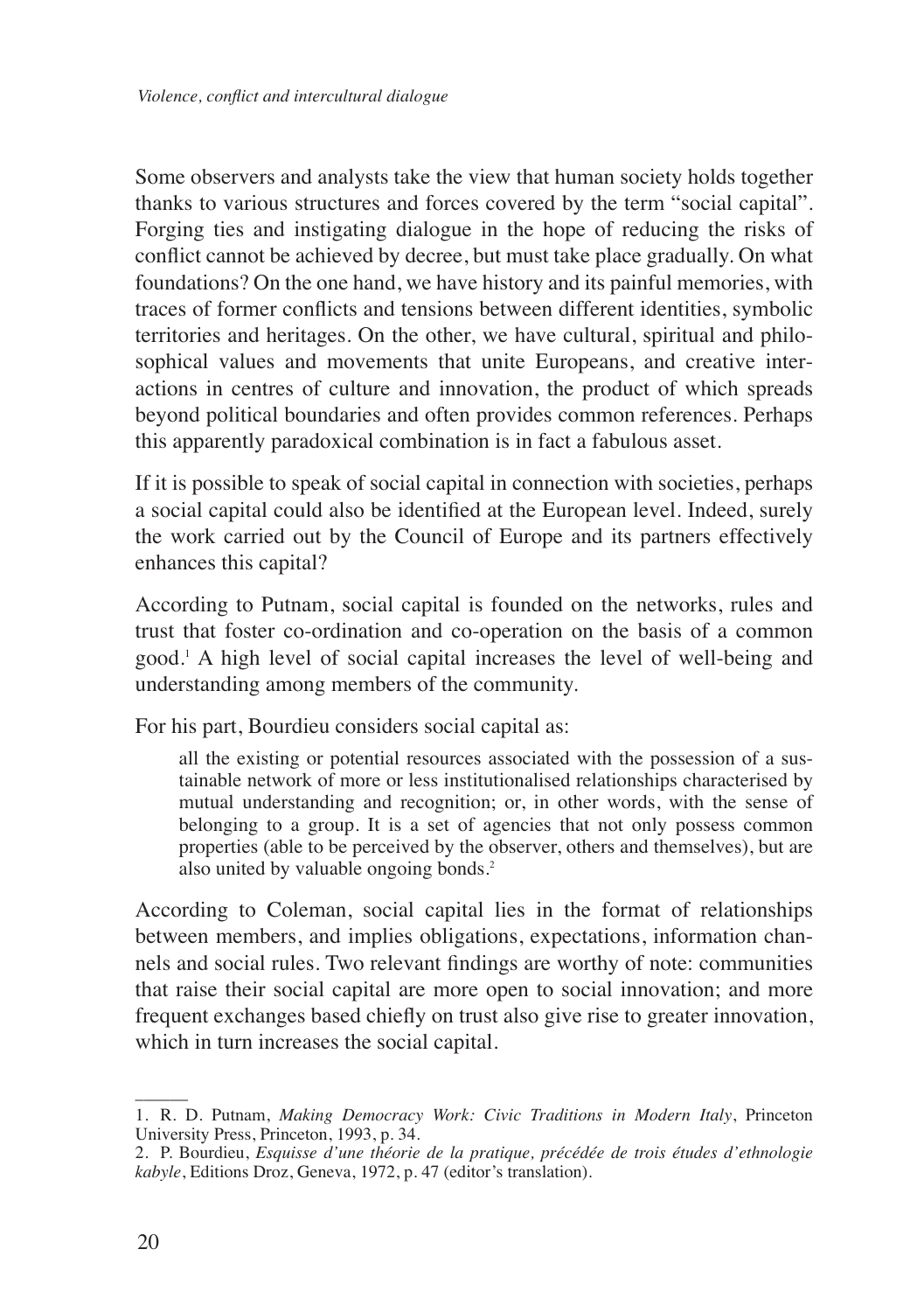Some observers and analysts take the view that human society holds together thanks to various structures and forces covered by the term "social capital". Forging ties and instigating dialogue in the hope of reducing the risks of conflict cannot be achieved by decree, but must take place gradually. On what foundations? On the one hand, we have history and its painful memories, with traces of former conflicts and tensions between different identities, symbolic territories and heritages. On the other, we have cultural, spiritual and philosophical values and movements that unite Europeans, and creative interactions in centres of culture and innovation, the product of which spreads beyond political boundaries and often provides common references. Perhaps this apparently paradoxical combination is in fact a fabulous asset.

If it is possible to speak of social capital in connection with societies, perhaps a social capital could also be identified at the European level. Indeed, surely the work carried out by the Council of Europe and its partners effectively enhances this capital?

According to Putnam, social capital is founded on the networks, rules and trust that foster co-ordination and co-operation on the basis of a common good.[1] A high level of social capital increases the level of well-being and understanding among members of the community.

For his part, Bourdieu considers social capital as:

> all the existing or potential resources associated with the possession of a sustainable network of more or less institutionalised relationships characterised by mutual understanding and recognition; or, in other words, with the sense of belonging to a group. It is a set of agencies that not only possess common properties (able to be perceived by the observer, others and themselves), but are also united by valuable ongoing bonds.[2]

According to Coleman, social capital lies in the format of relationships between members, and implies obligations, expectations, information channels and social rules. Two relevant findings are worthy of note: communities that raise their social capital are more open to social innovation; and more frequent exchanges based chiefly on trust also give rise to greater innovation, which in turn increases the social capital.

---

1. R. D. Putnam, *Making Democracy Work: Civic Traditions in Modern Italy*, Princeton University Press, Princeton, 1993, p. 34.
2. P. Bourdieu, *Esquisse d'une théorie de la pratique, précédée de trois études d'ethnologie kabyle*, Editions Droz, Geneva, 1972, p. 47 (editor's translation).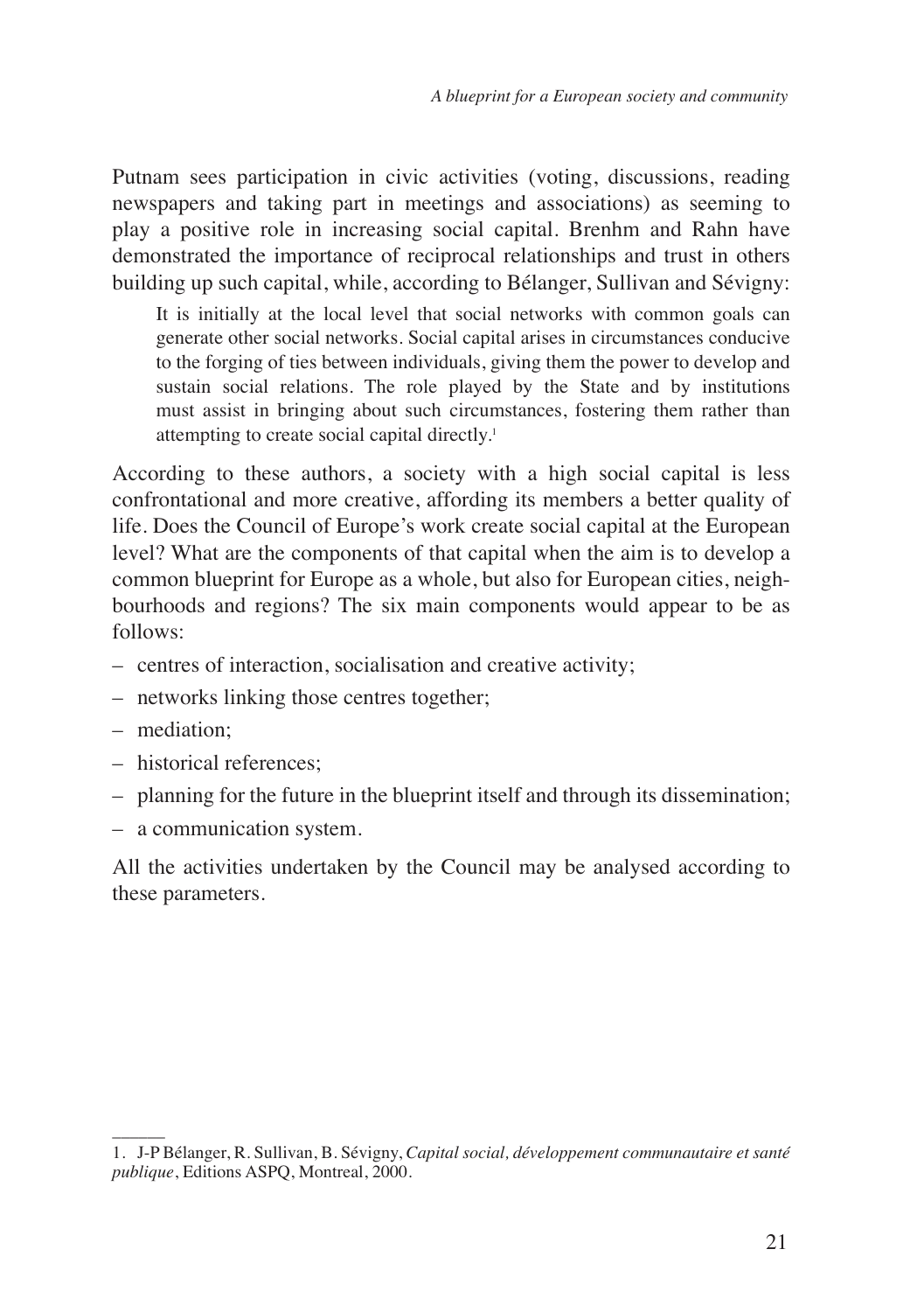Putnam sees participation in civic activities (voting, discussions, reading newspapers and taking part in meetings and associations) as seeming to play a positive role in increasing social capital. Brenhm and Rahn have demonstrated the importance of reciprocal relationships and trust in others building up such capital, while, according to Bélanger, Sullivan and Sévigny:

> It is initially at the local level that social networks with common goals can generate other social networks. Social capital arises in circumstances conducive to the forging of ties between individuals, giving them the power to develop and sustain social relations. The role played by the State and by institutions must assist in bringing about such circumstances, fostering them rather than attempting to create social capital directly.[1]

According to these authors, a society with a high social capital is less confrontational and more creative, affording its members a better quality of life. Does the Council of Europe's work create social capital at the European level? What are the components of that capital when the aim is to develop a common blueprint for Europe as a whole, but also for European cities, neighbourhoods and regions? The six main components would appear to be as follows:

- centres of interaction, socialisation and creative activity;
- networks linking those centres together;
- mediation;
- historical references;
- planning for the future in the blueprint itself and through its dissemination;
- a communication system.

All the activities undertaken by the Council may be analysed according to these parameters.

---

1. J-P Bélanger, R. Sullivan, B. Sévigny, *Capital social, développement communautaire et santé publique*, Editions ASPQ, Montreal, 2000.